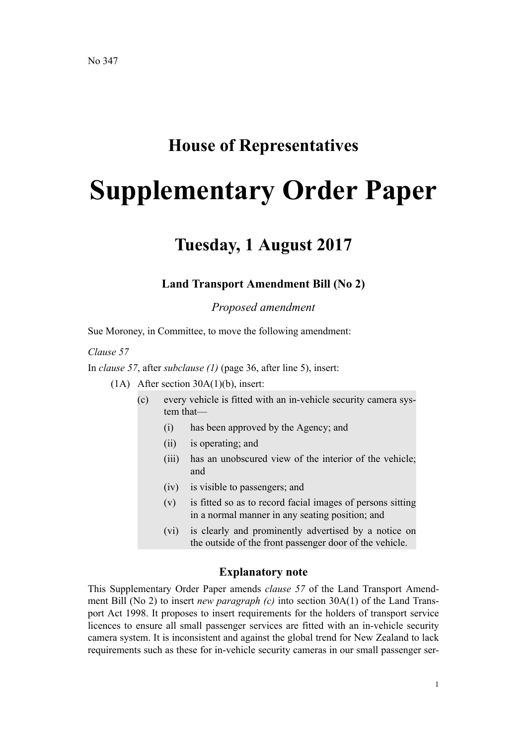No 347

# House of Representatives

# Supplementary Order Paper

## Tuesday, 1 August 2017

### Land Transport Amendment Bill (No 2)

*Proposed amendment*

Sue Moroney, in Committee, to move the following amendment:

*Clause 57*

In *clause 57*, after *subclause (1)* (page 36, after line 5), insert:

(1A) After section 30A(1)(b), insert:

> (c) every vehicle is fitted with an in-vehicle security camera system that—
>
> (i) has been approved by the Agency; and
>
> (ii) is operating; and
>
> (iii) has an unobscured view of the interior of the vehicle; and
>
> (iv) is visible to passengers; and
>
> (v) is fitted so as to record facial images of persons sitting in a normal manner in any seating position; and
>
> (vi) is clearly and prominently advertised by a notice on the outside of the front passenger door of the vehicle.

### Explanatory note

This Supplementary Order Paper amends *clause 57* of the Land Transport Amendment Bill (No 2) to insert *new paragraph (c)* into section 30A(1) of the Land Transport Act 1998. It proposes to insert requirements for the holders of transport service licences to ensure all small passenger services are fitted with an in-vehicle security camera system. It is inconsistent and against the global trend for New Zealand to lack requirements such as these for in-vehicle security cameras in our small passenger ser-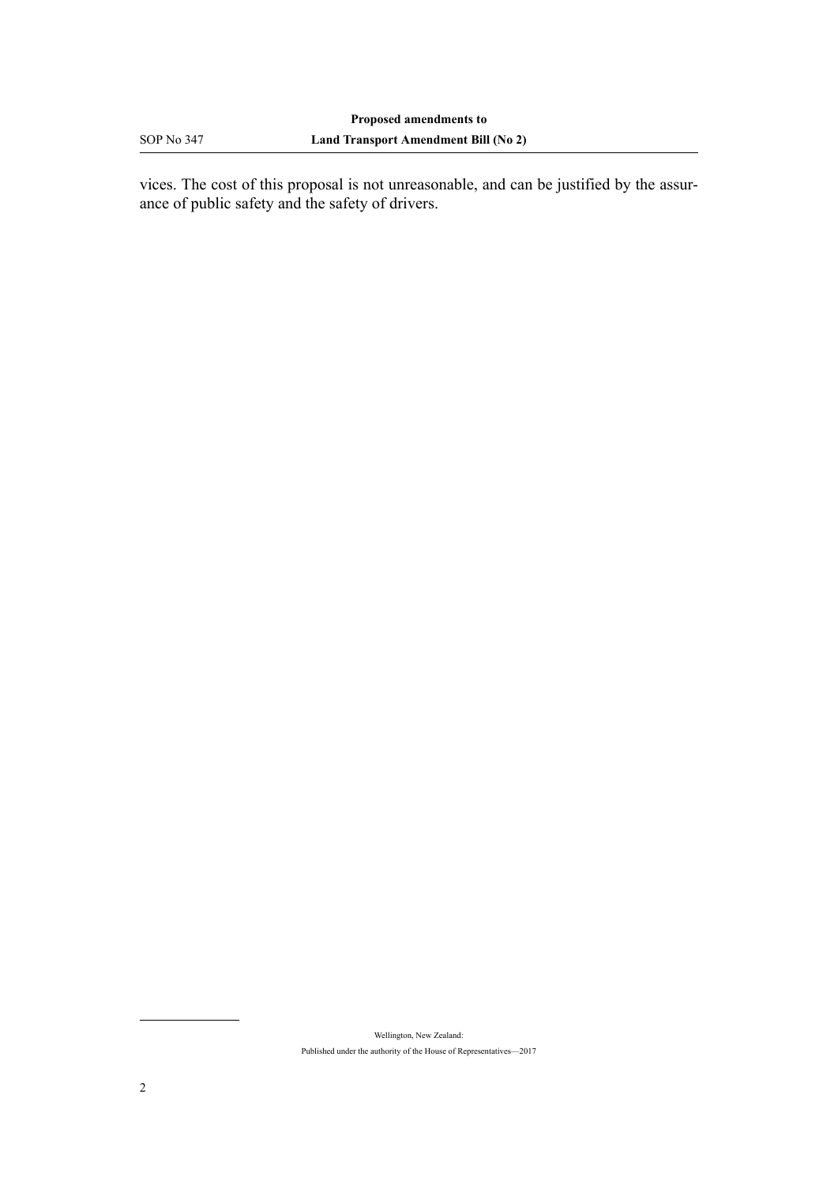vices. The cost of this proposal is not unreasonable, and can be justified by the assurance of public safety and the safety of drivers.

Wellington, New Zealand:

Published under the authority of the House of Representatives—2017